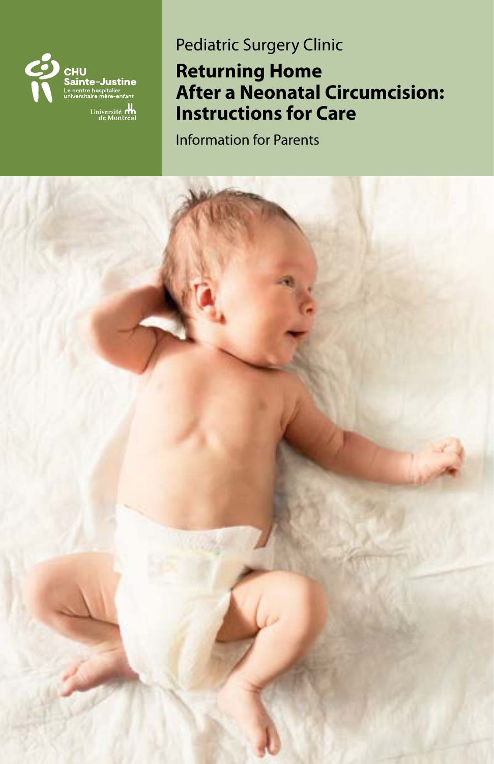CHU Sainte-Justine

Le centre hospitalier universitaire mère-enfant

Université de Montréal

Pediatric Surgery Clinic

# Returning Home After a Neonatal Circumcision: Instructions for Care

Information for Parents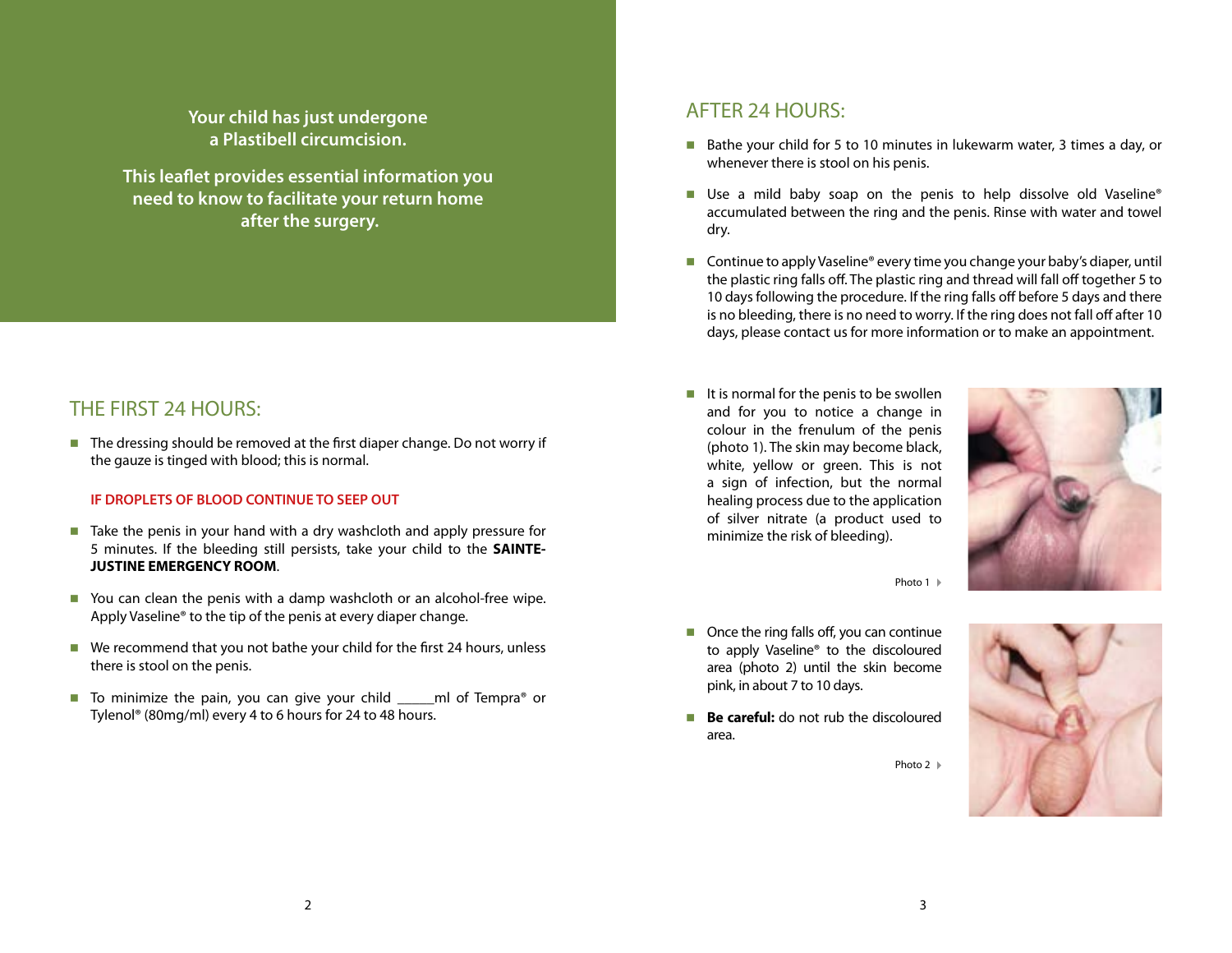**Your child has just undergone a Plastibell circumcision.**

**This leaflet provides essential information you need to know to facilitate your return home after the surgery.**

## THE FIRST 24 HOURS:

- The dressing should be removed at the first diaper change. Do not worry if the gauze is tinged with blood; this is normal.

**IF DROPLETS OF BLOOD CONTINUE TO SEEP OUT**

- Take the penis in your hand with a dry washcloth and apply pressure for 5 minutes. If the bleeding still persists, take your child to the **SAINTE-JUSTINE EMERGENCY ROOM**.
- You can clean the penis with a damp washcloth or an alcohol-free wipe. Apply Vaseline® to the tip of the penis at every diaper change.
- We recommend that you not bathe your child for the first 24 hours, unless there is stool on the penis.
- To minimize the pain, you can give your child _____ml of Tempra® or Tylenol® (80mg/ml) every 4 to 6 hours for 24 to 48 hours.

## AFTER 24 HOURS:

- Bathe your child for 5 to 10 minutes in lukewarm water, 3 times a day, or whenever there is stool on his penis.
- Use a mild baby soap on the penis to help dissolve old Vaseline® accumulated between the ring and the penis. Rinse with water and towel dry.
- Continue to apply Vaseline® every time you change your baby's diaper, until the plastic ring falls off. The plastic ring and thread will fall off together 5 to 10 days following the procedure. If the ring falls off before 5 days and there is no bleeding, there is no need to worry. If the ring does not fall off after 10 days, please contact us for more information or to make an appointment.
- It is normal for the penis to be swollen and for you to notice a change in colour in the frenulum of the penis (photo 1). The skin may become black, white, yellow or green. This is not a sign of infection, but the normal healing process due to the application of silver nitrate (a product used to minimize the risk of bleeding).

Photo 1

- Once the ring falls off, you can continue to apply Vaseline® to the discoloured area (photo 2) until the skin become pink, in about 7 to 10 days.
- **Be careful:** do not rub the discoloured area.

Photo 2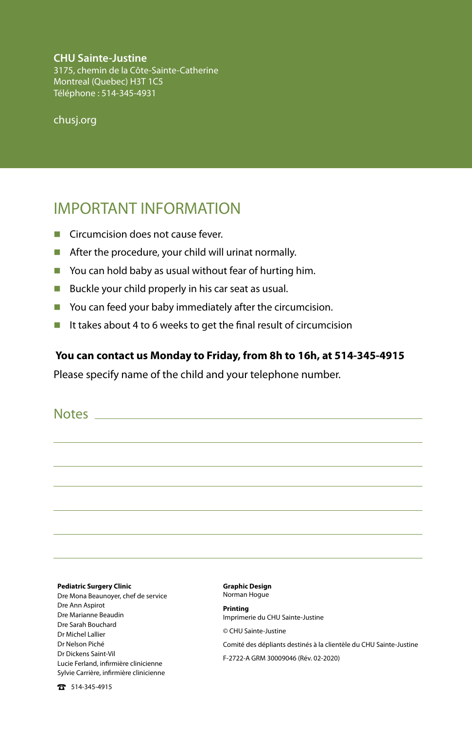**CHU Sainte-Justine**
3175, chemin de la Côte-Sainte-Catherine
Montreal (Quebec) H3T 1C5
Téléphone : 514-345-4931

chusj.org

## IMPORTANT INFORMATION

- Circumcision does not cause fever.
- After the procedure, your child will urinat normally.
- You can hold baby as usual without fear of hurting him.
- Buckle your child properly in his car seat as usual.
- You can feed your baby immediately after the circumcision.
- It takes about 4 to 6 weeks to get the final result of circumcision

**You can contact us Monday to Friday, from 8h to 16h, at 514-345-4915**

Please specify name of the child and your telephone number.

## Notes

**Pediatric Surgery Clinic**
Dre Mona Beaunoyer, chef de service
Dre Ann Aspirot
Dre Marianne Beaudin
Dre Sarah Bouchard
Dr Michel Lallier
Dr Nelson Piché
Dr Dickens Saint-Vil
Lucie Ferland, infirmière clinicienne
Sylvie Carrière, infirmière clinicienne

☎ 514-345-4915

**Graphic Design**
Norman Hogue

**Printing**
Imprimerie du CHU Sainte-Justine

© CHU Sainte-Justine

Comité des dépliants destinés à la clientèle du CHU Sainte-Justine

F-2722-A GRM 30009046 (Rév. 02-2020)